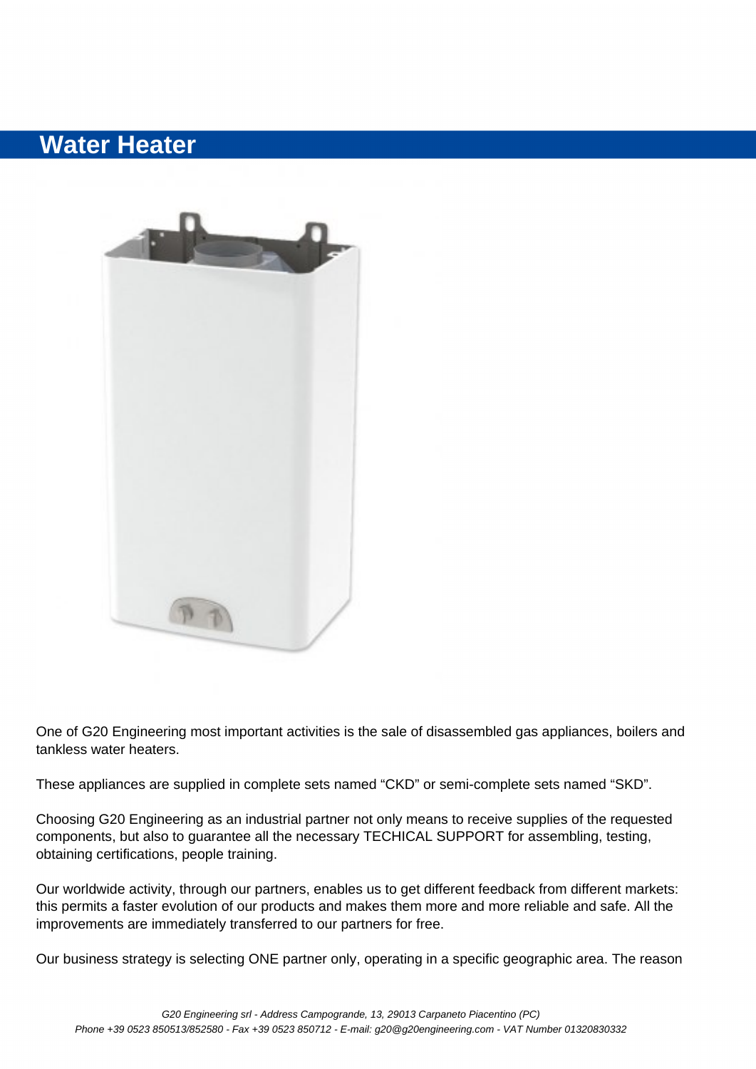# Water Heater

One of G20 Engineering most important activities is the sale of disassembled gas appliances, boilers and tankless water heaters.

These appliances are supplied in complete sets named “CKD” or semi-complete sets named “SKD”.

Choosing G20 Engineering as an industrial partner not only means to receive supplies of the requested components, but also to guarantee all the necessary TECHICAL SUPPORT for assembling, testing, obtaining certifications, people training.

Our worldwide activity, through our partners, enables us to get different feedback from different markets: this permits a faster evolution of our products and makes them more and more reliable and safe. All the improvements are immediately transferred to our partners for free.

Our business strategy is selecting ONE partner only, operating in a specific geographic area. The reason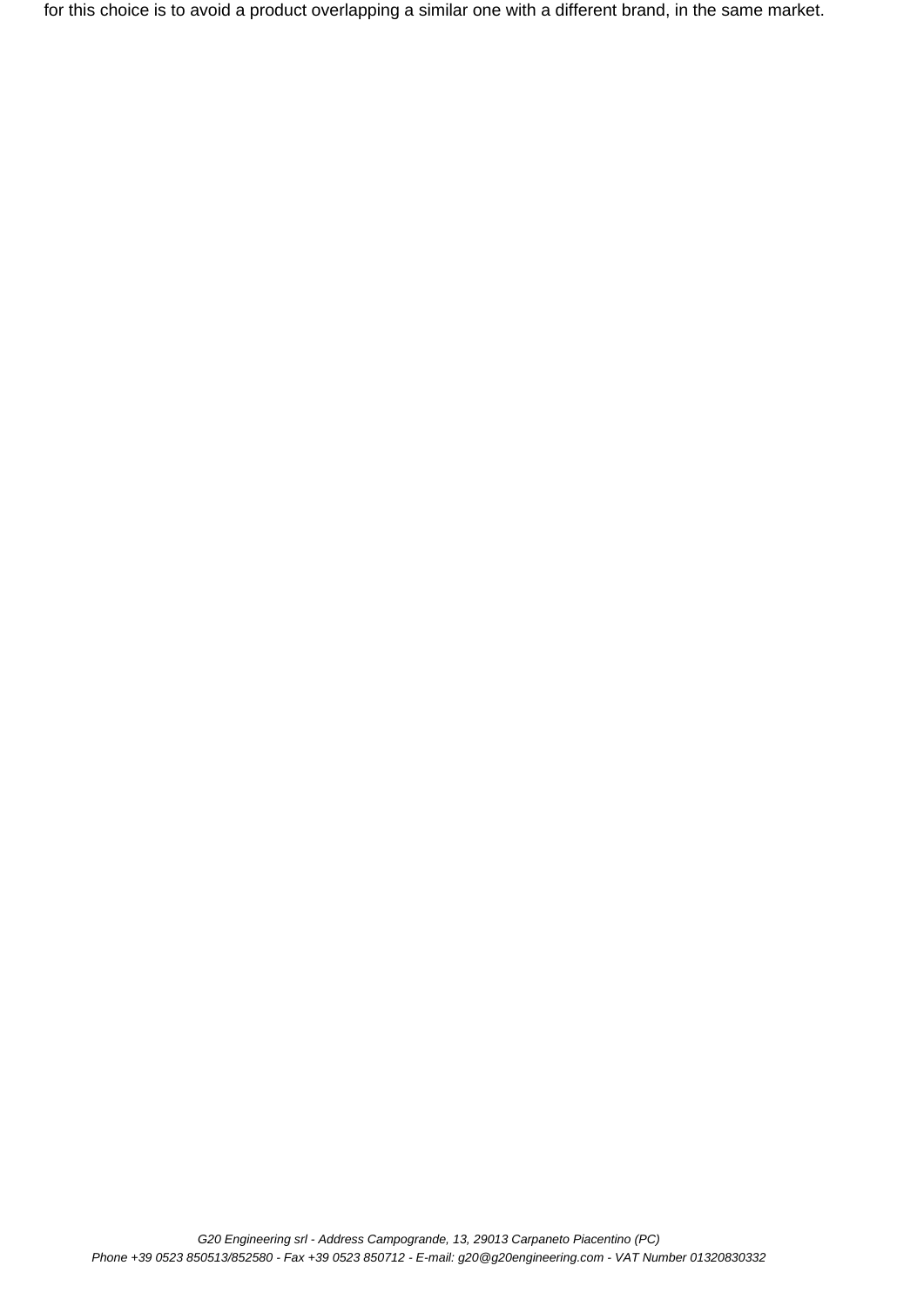for this choice is to avoid a product overlapping a similar one with a different brand, in the same market.